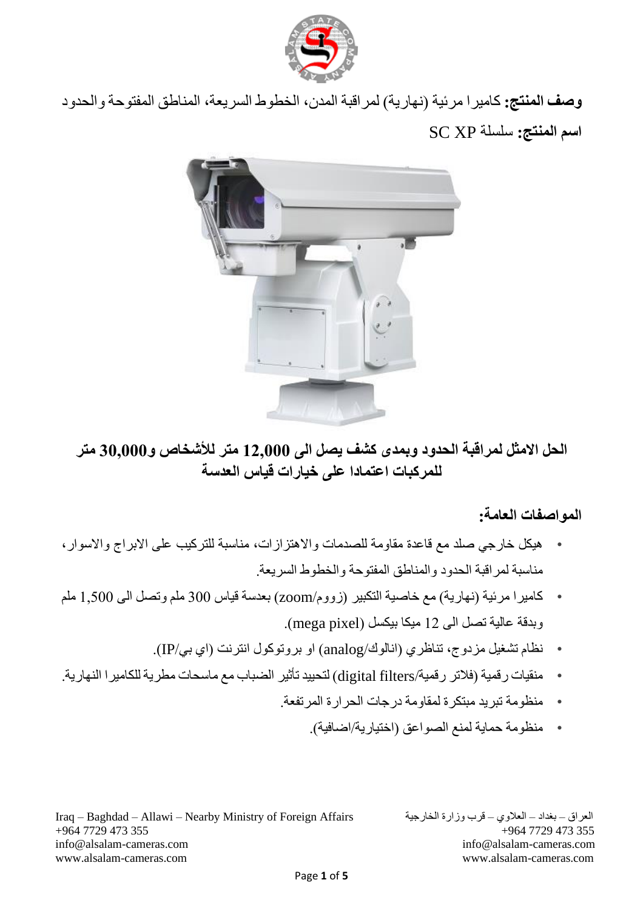**وصف المنتج:** كاميرا مرئية (نهارية) لمراقبة المدن، الخطوط السريعة، المناطق المفتوحة والحدود

**اسم المنتج:** سلسلة SC XP

**الحل الامثل لمراقبة الحدود وبمدى كشف يصل الى 12,000 متر للأشخاص و30,000 متر للمركبات اعتمادا على خيارات قياس العدسة**

## المواصفات العامة:

- هيكل خارجي صلد مع قاعدة مقاومة للصدمات والاهتزازات، مناسبة للتركيب على الابراج والاسوار، مناسبة لمراقبة الحدود والمناطق المفتوحة والخطوط السريعة.
- كاميرا مرئية (نهارية) مع خاصية التكبير (زووم/zoom) بعدسة قياس 300 ملم وتصل الى 1,500 ملم وبدقة عالية تصل الى 12 ميكا بيكسل (mega pixel).
- نظام تشغيل مزدوج، تناظري (انالوك/analog) او بروتوكول انترنت (اي بي/IP).
- منقيات رقمية (فلاتر رقمية/digital filters) لتحييد تأثير الضباب مع ماسحات مطرية للكاميرا النهارية.
- منظومة تبريد مبتكرة لمقاومة درجات الحرارة المرتفعة.
- منظومة حماية لمنع الصواعق (اختيارية/اضافية).

Iraq – Baghdad – Allawi – Nearby Ministry of Foreign Affairs
+964 7729 473 355
info@alsalam-cameras.com
www.alsalam-cameras.com

العراق – بغداد – العلاوي – قرب وزارة الخارجية
+964 7729 473 355
info@alsalam-cameras.com
www.alsalam-cameras.com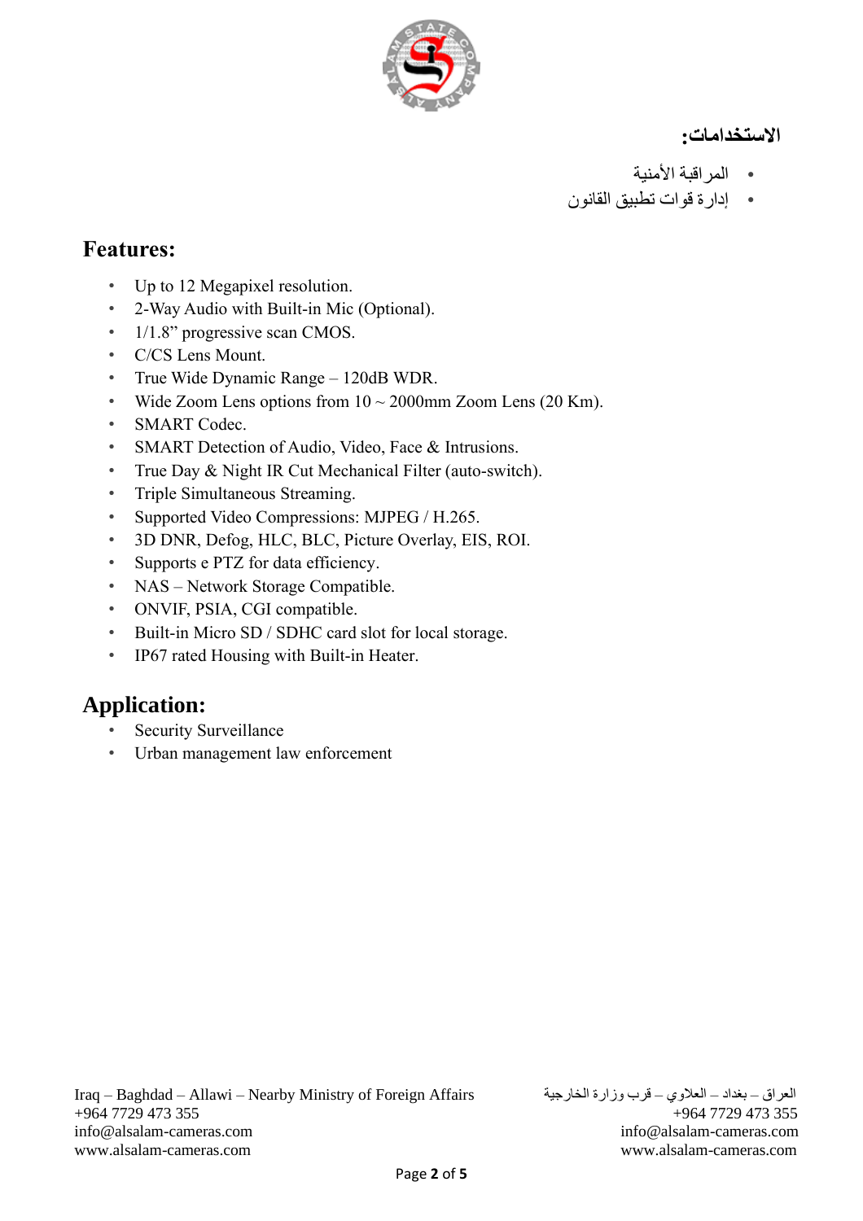## الاستخدامات:

- المراقبة الأمنية
- إدارة قوات تطبيق القانون

## Features:

- Up to 12 Megapixel resolution.
- 2-Way Audio with Built-in Mic (Optional).
- 1/1.8” progressive scan CMOS.
- C/CS Lens Mount.
- True Wide Dynamic Range – 120dB WDR.
- Wide Zoom Lens options from 10 ~ 2000mm Zoom Lens (20 Km).
- SMART Codec.
- SMART Detection of Audio, Video, Face & Intrusions.
- True Day & Night IR Cut Mechanical Filter (auto-switch).
- Triple Simultaneous Streaming.
- Supported Video Compressions: MJPEG / H.265.
- 3D DNR, Defog, HLC, BLC, Picture Overlay, EIS, ROI.
- Supports e PTZ for data efficiency.
- NAS – Network Storage Compatible.
- ONVIF, PSIA, CGI compatible.
- Built-in Micro SD / SDHC card slot for local storage.
- IP67 rated Housing with Built-in Heater.

## Application:

- Security Surveillance
- Urban management law enforcement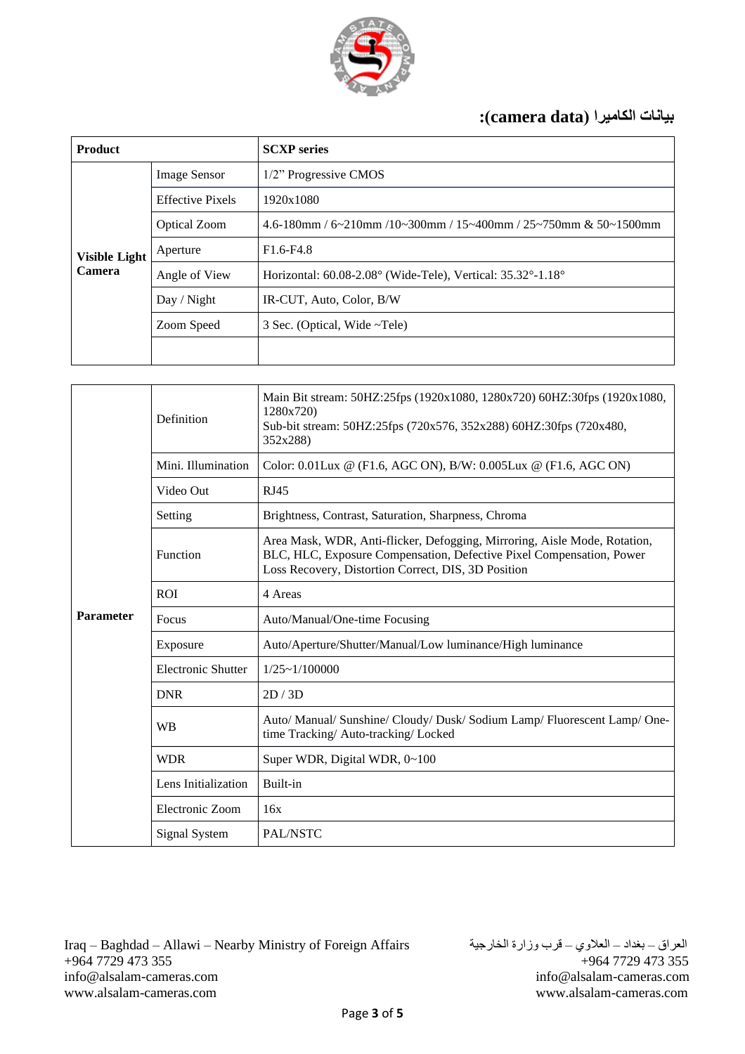## بيانات الكاميرا (camera data):

| Product | | SCXP series |
|---|---|---|
| Visible Light Camera | Image Sensor | 1/2" Progressive CMOS |
| | Effective Pixels | 1920x1080 |
| | Optical Zoom | 4.6-180mm / 6~210mm /10~300mm / 15~400mm / 25~750mm & 50~1500mm |
| | Aperture | F1.6-F4.8 |
| | Angle of View | Horizontal: 60.08-2.08° (Wide-Tele), Vertical: 35.32°-1.18° |
| | Day / Night | IR-CUT, Auto, Color, B/W |
| | Zoom Speed | 3 Sec. (Optical, Wide ~Tele) |
| | | |

| | | |
|---|---|---|
| Parameter | Definition | Main Bit stream: 50HZ:25fps (1920x1080, 1280x720) 60HZ:30fps (1920x1080, 1280x720)<br>Sub-bit stream: 50HZ:25fps (720x576, 352x288) 60HZ:30fps (720x480, 352x288) |
| | Mini. Illumination | Color: 0.01Lux @ (F1.6, AGC ON), B/W: 0.005Lux @ (F1.6, AGC ON) |
| | Video Out | RJ45 |
| | Setting | Brightness, Contrast, Saturation, Sharpness, Chroma |
| | Function | Area Mask, WDR, Anti-flicker, Defogging, Mirroring, Aisle Mode, Rotation, BLC, HLC, Exposure Compensation, Defective Pixel Compensation, Power Loss Recovery, Distortion Correct, DIS, 3D Position |
| | ROI | 4 Areas |
| | Focus | Auto/Manual/One-time Focusing |
| | Exposure | Auto/Aperture/Shutter/Manual/Low luminance/High luminance |
| | Electronic Shutter | 1/25~1/100000 |
| | DNR | 2D / 3D |
| | WB | Auto/ Manual/ Sunshine/ Cloudy/ Dusk/ Sodium Lamp/ Fluorescent Lamp/ One-time Tracking/ Auto-tracking/ Locked |
| | WDR | Super WDR, Digital WDR, 0~100 |
| | Lens Initialization | Built-in |
| | Electronic Zoom | 16x |
| | Signal System | PAL/NSTC |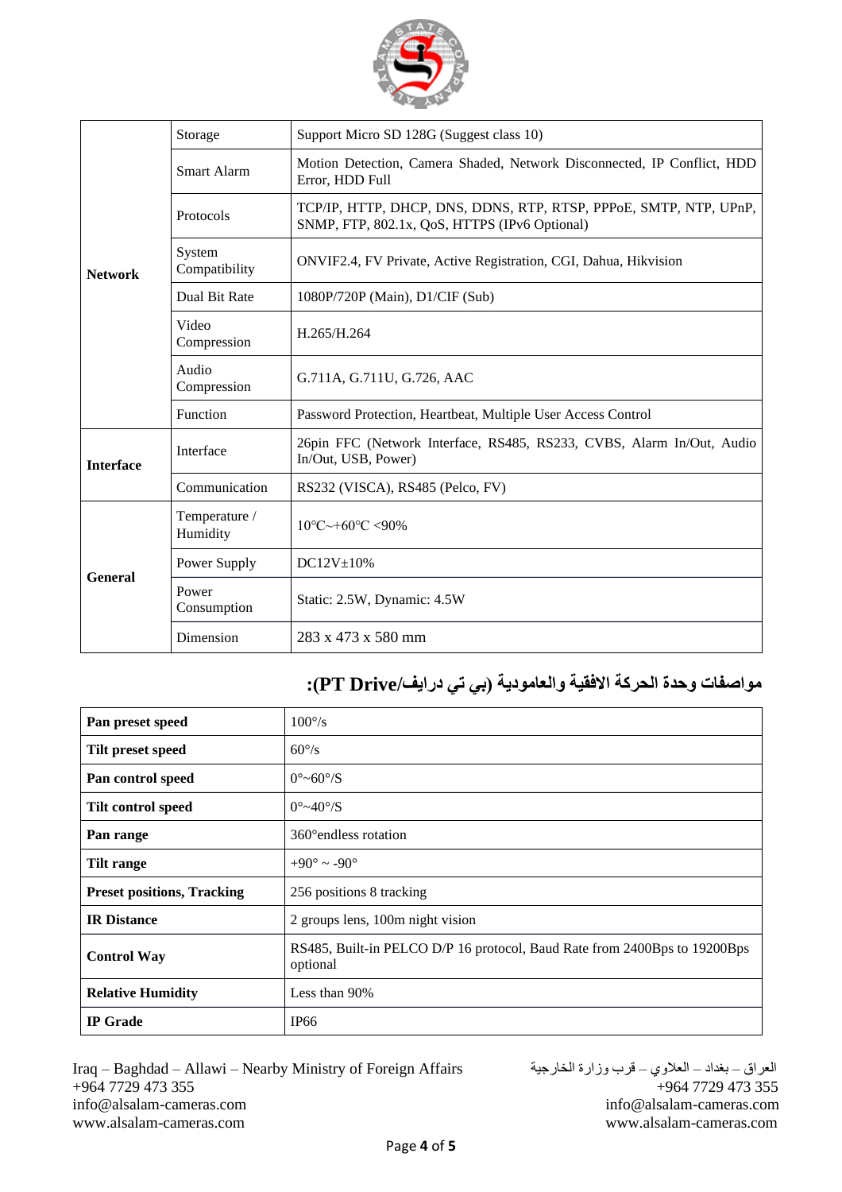| | | |
|---|---|---|
| **Network** | Storage | Support Micro SD 128G (Suggest class 10) |
| | Smart Alarm | Motion Detection, Camera Shaded, Network Disconnected, IP Conflict, HDD Error, HDD Full |
| | Protocols | TCP/IP, HTTP, DHCP, DNS, DDNS, RTP, RTSP, PPPoE, SMTP, NTP, UPnP, SNMP, FTP, 802.1x, QoS, HTTPS (IPv6 Optional) |
| | System Compatibility | ONVIF2.4, FV Private, Active Registration, CGI, Dahua, Hikvision |
| | Dual Bit Rate | 1080P/720P (Main), D1/CIF (Sub) |
| | Video Compression | H.265/H.264 |
| | Audio Compression | G.711A, G.711U, G.726, AAC |
| | Function | Password Protection, Heartbeat, Multiple User Access Control |
| **Interface** | Interface | 26pin FFC (Network Interface, RS485, RS233, CVBS, Alarm In/Out, Audio In/Out, USB, Power) |
| | Communication | RS232 (VISCA), RS485 (Pelco, FV) |
| **General** | Temperature / Humidity | 10℃~+60℃ <90% |
| | Power Supply | DC12V±10% |
| | Power Consumption | Static: 2.5W, Dynamic: 4.5W |
| | Dimension | 283 x 473 x 580 mm |

## مواصفات وحدة الحركة الافقية والعامودية (بي تي درايف/PT Drive):

| | |
|---|---|
| **Pan preset speed** | 100°/s |
| **Tilt preset speed** | 60°/s |
| **Pan control speed** | 0°~60°/S |
| **Tilt control speed** | 0°~40°/S |
| **Pan range** | 360°endless rotation |
| **Tilt range** | +90° ~ -90° |
| **Preset positions, Tracking** | 256 positions 8 tracking |
| **IR Distance** | 2 groups lens, 100m night vision |
| **Control Way** | RS485, Built-in PELCO D/P 16 protocol, Baud Rate from 2400Bps to 19200Bps optional |
| **Relative Humidity** | Less than 90% |
| **IP Grade** | IP66 |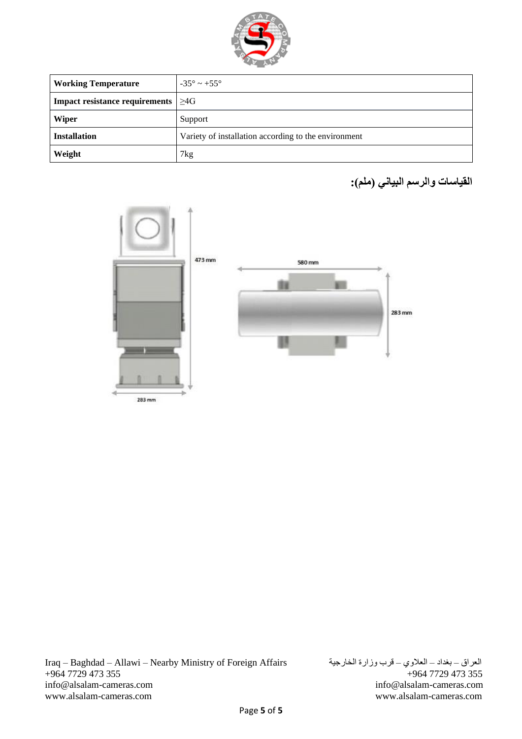| | |
|---|---|
| **Working Temperature** | -35° ~ +55° |
| **Impact resistance requirements** | ≥4G |
| **Wiper** | Support |
| **Installation** | Variety of installation according to the environment |
| **Weight** | 7kg |

## القياسات والرسم البياني (ملم):

473 mm

283 mm

580 mm

283 mm

Iraq – Baghdad – Allawi – Nearby Ministry of Foreign Affairs
+964 7729 473 355
info@alsalam-cameras.com
www.alsalam-cameras.com

العراق – بغداد – العلاوي – قرب وزارة الخارجية
+964 7729 473 355
info@alsalam-cameras.com
www.alsalam-cameras.com